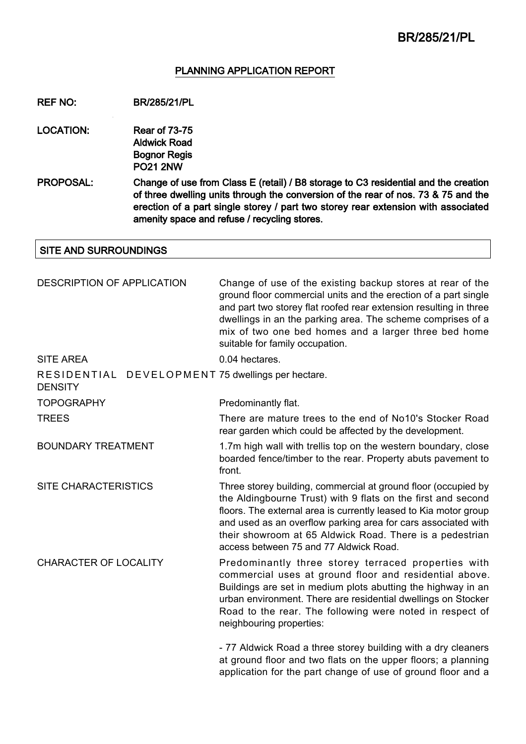## PLANNING APPLICATION REPORT

**REF NO:** BR/285/21/PL

**LOCATION:** Rear of 73-75
Aldwick Road
Bognor Regis
PO21 2NW

**PROPOSAL:** Change of use from Class E (retail) / B8 storage to C3 residential and the creation of three dwelling units through the conversion of the rear of nos. 73 & 75 and the erection of a part single storey / part two storey rear extension with associated amenity space and refuse / recycling stores.

### SITE AND SURROUNDINGS

| | |
|---|---|
| DESCRIPTION OF APPLICATION | Change of use of the existing backup stores at rear of the ground floor commercial units and the erection of a part single and part two storey flat roofed rear extension resulting in three dwellings in an the parking area. The scheme comprises of a mix of two one bed homes and a larger three bed home suitable for family occupation. |
| SITE AREA | 0.04 hectares. |
| RESIDENTIAL DEVELOPMENT DENSITY | 75 dwellings per hectare. |
| TOPOGRAPHY | Predominantly flat. |
| TREES | There are mature trees to the end of No10's Stocker Road rear garden which could be affected by the development. |
| BOUNDARY TREATMENT | 1.7m high wall with trellis top on the western boundary, close boarded fence/timber to the rear. Property abuts pavement to front. |
| SITE CHARACTERISTICS | Three storey building, commercial at ground floor (occupied by the Aldingbourne Trust) with 9 flats on the first and second floors. The external area is currently leased to Kia motor group and used as an overflow parking area for cars associated with their showroom at 65 Aldwick Road. There is a pedestrian access between 75 and 77 Aldwick Road. |
| CHARACTER OF LOCALITY | Predominantly three storey terraced properties with commercial uses at ground floor and residential above. Buildings are set in medium plots abutting the highway in an urban environment. There are residential dwellings on Stocker Road to the rear. The following were noted in respect of neighbouring properties:<br><br>- 77 Aldwick Road a three storey building with a dry cleaners at ground floor and two flats on the upper floors; a planning application for the part change of use of ground floor and a |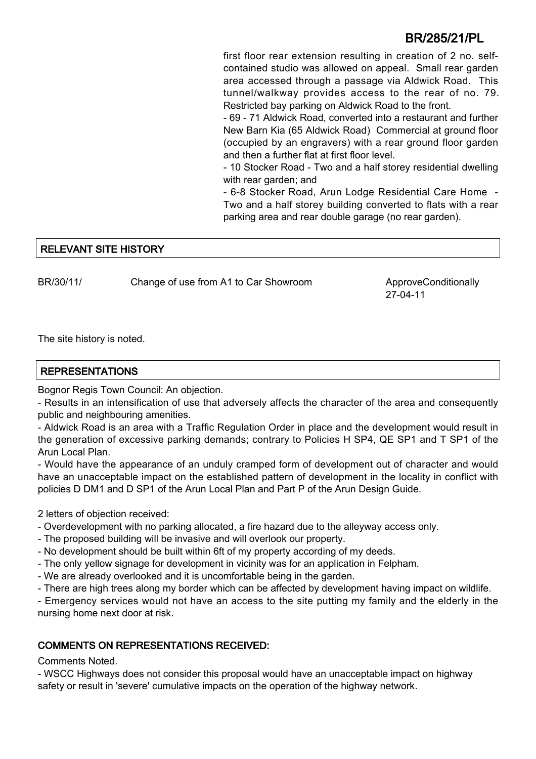first floor rear extension resulting in creation of 2 no. self-contained studio was allowed on appeal. Small rear garden area accessed through a passage via Aldwick Road. This tunnel/walkway provides access to the rear of no. 79. Restricted bay parking on Aldwick Road to the front.

- 69 - 71 Aldwick Road, converted into a restaurant and further New Barn Kia (65 Aldwick Road) Commercial at ground floor (occupied by an engravers) with a rear ground floor garden and then a further flat at first floor level.
- 10 Stocker Road - Two and a half storey residential dwelling with rear garden; and
- 6-8 Stocker Road, Arun Lodge Residential Care Home - Two and a half storey building converted to flats with a rear parking area and rear double garage (no rear garden).

## RELEVANT SITE HISTORY

| BR/30/11/ | Change of use from A1 to Car Showroom | ApproveConditionally 27-04-11 |
|---|---|---|

The site history is noted.

## REPRESENTATIONS

Bognor Regis Town Council: An objection.

- Results in an intensification of use that adversely affects the character of the area and consequently public and neighbouring amenities.
- Aldwick Road is an area with a Traffic Regulation Order in place and the development would result in the generation of excessive parking demands; contrary to Policies H SP4, QE SP1 and T SP1 of the Arun Local Plan.
- Would have the appearance of an unduly cramped form of development out of character and would have an unacceptable impact on the established pattern of development in the locality in conflict with policies D DM1 and D SP1 of the Arun Local Plan and Part P of the Arun Design Guide.

2 letters of objection received:

- Overdevelopment with no parking allocated, a fire hazard due to the alleyway access only.
- The proposed building will be invasive and will overlook our property.
- No development should be built within 6ft of my property according of my deeds.
- The only yellow signage for development in vicinity was for an application in Felpham.
- We are already overlooked and it is uncomfortable being in the garden.
- There are high trees along my border which can be affected by development having impact on wildlife.
- Emergency services would not have an access to the site putting my family and the elderly in the nursing home next door at risk.

## COMMENTS ON REPRESENTATIONS RECEIVED:

Comments Noted.

- WSCC Highways does not consider this proposal would have an unacceptable impact on highway safety or result in 'severe' cumulative impacts on the operation of the highway network.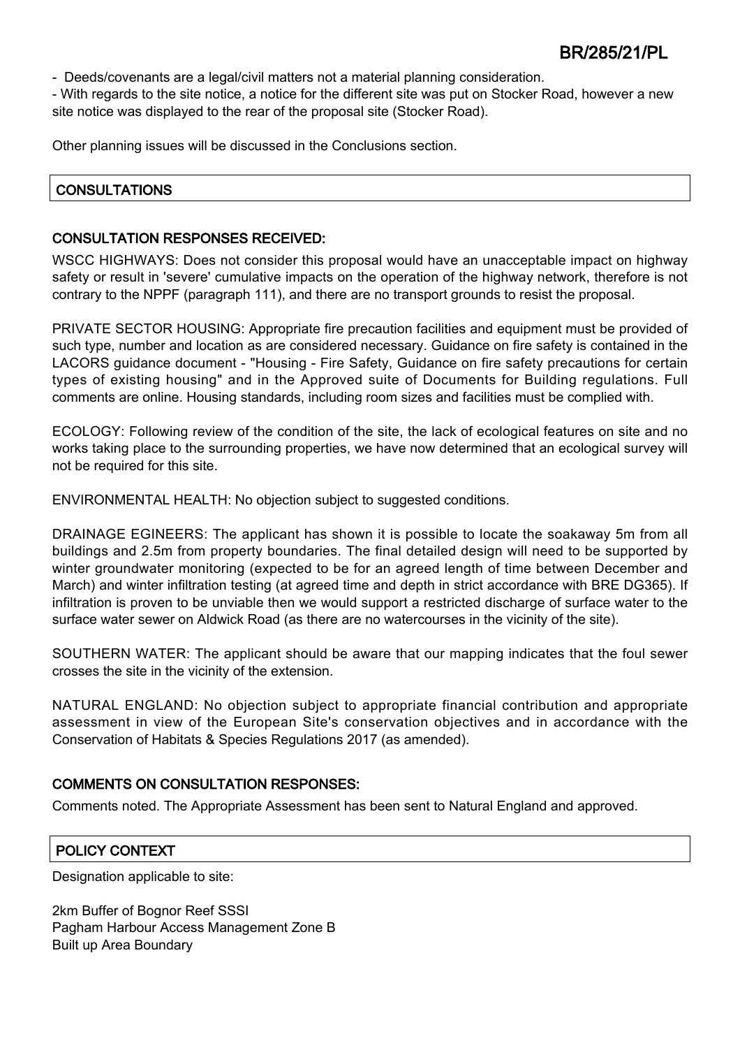- Deeds/covenants are a legal/civil matters not a material planning consideration.
- With regards to the site notice, a notice for the different site was put on Stocker Road, however a new site notice was displayed to the rear of the proposal site (Stocker Road).

Other planning issues will be discussed in the Conclusions section.

## CONSULTATIONS

### CONSULTATION RESPONSES RECEIVED:

WSCC HIGHWAYS: Does not consider this proposal would have an unacceptable impact on highway safety or result in 'severe' cumulative impacts on the operation of the highway network, therefore is not contrary to the NPPF (paragraph 111), and there are no transport grounds to resist the proposal.

PRIVATE SECTOR HOUSING: Appropriate fire precaution facilities and equipment must be provided of such type, number and location as are considered necessary. Guidance on fire safety is contained in the LACORS guidance document - "Housing - Fire Safety, Guidance on fire safety precautions for certain types of existing housing" and in the Approved suite of Documents for Building regulations. Full comments are online. Housing standards, including room sizes and facilities must be complied with.

ECOLOGY: Following review of the condition of the site, the lack of ecological features on site and no works taking place to the surrounding properties, we have now determined that an ecological survey will not be required for this site.

ENVIRONMENTAL HEALTH: No objection subject to suggested conditions.

DRAINAGE EGINEERS: The applicant has shown it is possible to locate the soakaway 5m from all buildings and 2.5m from property boundaries. The final detailed design will need to be supported by winter groundwater monitoring (expected to be for an agreed length of time between December and March) and winter infiltration testing (at agreed time and depth in strict accordance with BRE DG365). If infiltration is proven to be unviable then we would support a restricted discharge of surface water to the surface water sewer on Aldwick Road (as there are no watercourses in the vicinity of the site).

SOUTHERN WATER: The applicant should be aware that our mapping indicates that the foul sewer crosses the site in the vicinity of the extension.

NATURAL ENGLAND: No objection subject to appropriate financial contribution and appropriate assessment in view of the European Site's conservation objectives and in accordance with the Conservation of Habitats & Species Regulations 2017 (as amended).

### COMMENTS ON CONSULTATION RESPONSES:

Comments noted. The Appropriate Assessment has been sent to Natural England and approved.

## POLICY CONTEXT

Designation applicable to site:

2km Buffer of Bognor Reef SSSI
Pagham Harbour Access Management Zone B
Built up Area Boundary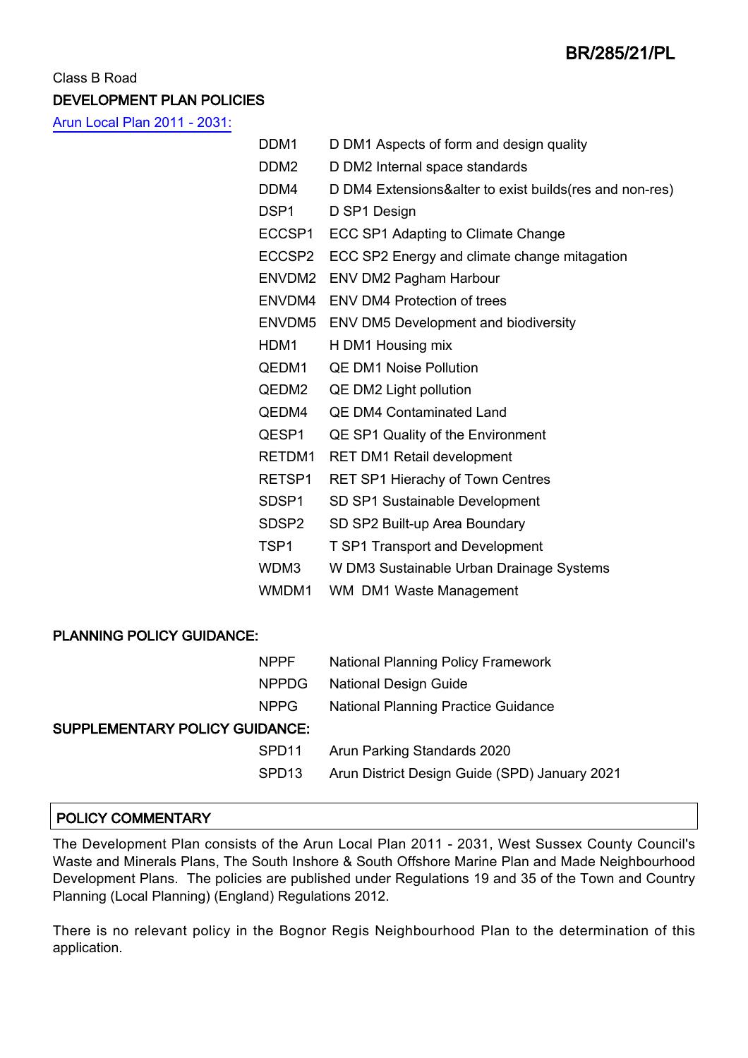Class B Road

**DEVELOPMENT PLAN POLICIES**

Arun Local Plan 2011 - 2031:

| | |
|---|---|
| DDM1 | D DM1 Aspects of form and design quality |
| DDM2 | D DM2 Internal space standards |
| DDM4 | D DM4 Extensions&alter to exist builds(res and non-res) |
| DSP1 | D SP1 Design |
| ECCSP1 | ECC SP1 Adapting to Climate Change |
| ECCSP2 | ECC SP2 Energy and climate change mitigation |
| ENVDM2 | ENV DM2 Pagham Harbour |
| ENVDM4 | ENV DM4 Protection of trees |
| ENVDM5 | ENV DM5 Development and biodiversity |
| HDM1 | H DM1 Housing mix |
| QEDM1 | QE DM1 Noise Pollution |
| QEDM2 | QE DM2 Light pollution |
| QEDM4 | QE DM4 Contaminated Land |
| QESP1 | QE SP1 Quality of the Environment |
| RETDM1 | RET DM1 Retail development |
| RETSP1 | RET SP1 Hierachy of Town Centres |
| SDSP1 | SD SP1 Sustainable Development |
| SDSP2 | SD SP2 Built-up Area Boundary |
| TSP1 | T SP1 Transport and Development |
| WDM3 | W DM3 Sustainable Urban Drainage Systems |
| WMDM1 | WM DM1 Waste Management |

**PLANNING POLICY GUIDANCE:**

| | |
|---|---|
| NPPF | National Planning Policy Framework |
| NPPDG | National Design Guide |
| NPPG | National Planning Practice Guidance |

**SUPPLEMENTARY POLICY GUIDANCE:**

| | |
|---|---|
| SPD11 | Arun Parking Standards 2020 |
| SPD13 | Arun District Design Guide (SPD) January 2021 |

## POLICY COMMENTARY

The Development Plan consists of the Arun Local Plan 2011 - 2031, West Sussex County Council's Waste and Minerals Plans, The South Inshore & South Offshore Marine Plan and Made Neighbourhood Development Plans. The policies are published under Regulations 19 and 35 of the Town and Country Planning (Local Planning) (England) Regulations 2012.

There is no relevant policy in the Bognor Regis Neighbourhood Plan to the determination of this application.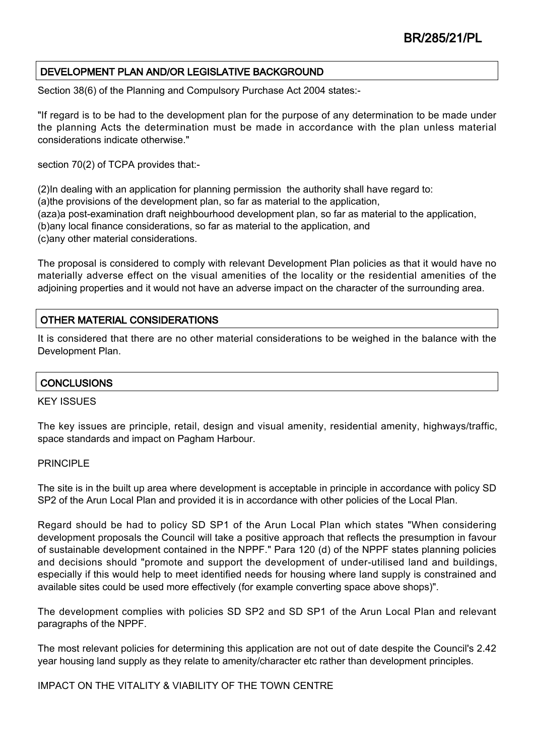## DEVELOPMENT PLAN AND/OR LEGISLATIVE BACKGROUND

Section 38(6) of the Planning and Compulsory Purchase Act 2004 states:-

"If regard is to be had to the development plan for the purpose of any determination to be made under the planning Acts the determination must be made in accordance with the plan unless material considerations indicate otherwise."

section 70(2) of TCPA provides that:-

(2)In dealing with an application for planning permission the authority shall have regard to:
(a)the provisions of the development plan, so far as material to the application,
(aza)a post-examination draft neighbourhood development plan, so far as material to the application,
(b)any local finance considerations, so far as material to the application, and
(c)any other material considerations.

The proposal is considered to comply with relevant Development Plan policies as that it would have no materially adverse effect on the visual amenities of the locality or the residential amenities of the adjoining properties and it would not have an adverse impact on the character of the surrounding area.

## OTHER MATERIAL CONSIDERATIONS

It is considered that there are no other material considerations to be weighed in the balance with the Development Plan.

## CONCLUSIONS

KEY ISSUES

The key issues are principle, retail, design and visual amenity, residential amenity, highways/traffic, space standards and impact on Pagham Harbour.

PRINCIPLE

The site is in the built up area where development is acceptable in principle in accordance with policy SD SP2 of the Arun Local Plan and provided it is in accordance with other policies of the Local Plan.

Regard should be had to policy SD SP1 of the Arun Local Plan which states "When considering development proposals the Council will take a positive approach that reflects the presumption in favour of sustainable development contained in the NPPF." Para 120 (d) of the NPPF states planning policies and decisions should "promote and support the development of under-utilised land and buildings, especially if this would help to meet identified needs for housing where land supply is constrained and available sites could be used more effectively (for example converting space above shops)".

The development complies with policies SD SP2 and SD SP1 of the Arun Local Plan and relevant paragraphs of the NPPF.

The most relevant policies for determining this application are not out of date despite the Council's 2.42 year housing land supply as they relate to amenity/character etc rather than development principles.

IMPACT ON THE VITALITY & VIABILITY OF THE TOWN CENTRE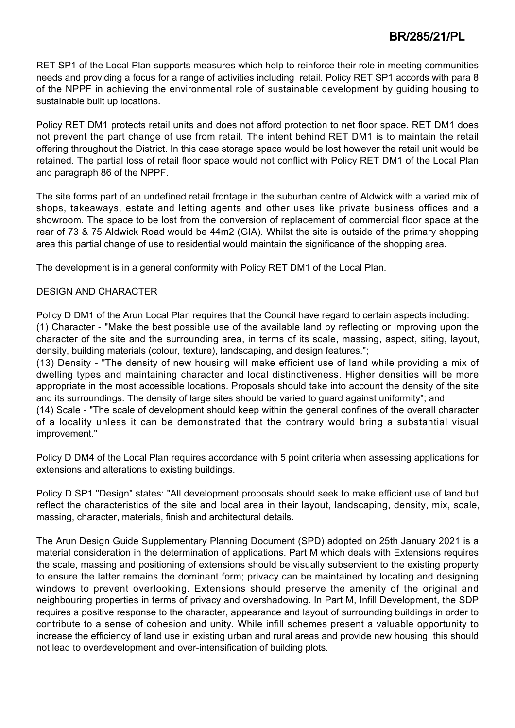RET SP1 of the Local Plan supports measures which help to reinforce their role in meeting communities needs and providing a focus for a range of activities including retail. Policy RET SP1 accords with para 8 of the NPPF in achieving the environmental role of sustainable development by guiding housing to sustainable built up locations.

Policy RET DM1 protects retail units and does not afford protection to net floor space. RET DM1 does not prevent the part change of use from retail. The intent behind RET DM1 is to maintain the retail offering throughout the District. In this case storage space would be lost however the retail unit would be retained. The partial loss of retail floor space would not conflict with Policy RET DM1 of the Local Plan and paragraph 86 of the NPPF.

The site forms part of an undefined retail frontage in the suburban centre of Aldwick with a varied mix of shops, takeaways, estate and letting agents and other uses like private business offices and a showroom. The space to be lost from the conversion of replacement of commercial floor space at the rear of 73 & 75 Aldwick Road would be 44m2 (GIA). Whilst the site is outside of the primary shopping area this partial change of use to residential would maintain the significance of the shopping area.

The development is in a general conformity with Policy RET DM1 of the Local Plan.

DESIGN AND CHARACTER

Policy D DM1 of the Arun Local Plan requires that the Council have regard to certain aspects including:
(1) Character - "Make the best possible use of the available land by reflecting or improving upon the character of the site and the surrounding area, in terms of its scale, massing, aspect, siting, layout, density, building materials (colour, texture), landscaping, and design features.";
(13) Density - "The density of new housing will make efficient use of land while providing a mix of dwelling types and maintaining character and local distinctiveness. Higher densities will be more appropriate in the most accessible locations. Proposals should take into account the density of the site and its surroundings. The density of large sites should be varied to guard against uniformity"; and
(14) Scale - "The scale of development should keep within the general confines of the overall character of a locality unless it can be demonstrated that the contrary would bring a substantial visual improvement."

Policy D DM4 of the Local Plan requires accordance with 5 point criteria when assessing applications for extensions and alterations to existing buildings.

Policy D SP1 "Design" states: "All development proposals should seek to make efficient use of land but reflect the characteristics of the site and local area in their layout, landscaping, density, mix, scale, massing, character, materials, finish and architectural details.

The Arun Design Guide Supplementary Planning Document (SPD) adopted on 25th January 2021 is a material consideration in the determination of applications. Part M which deals with Extensions requires the scale, massing and positioning of extensions should be visually subservient to the existing property to ensure the latter remains the dominant form; privacy can be maintained by locating and designing windows to prevent overlooking. Extensions should preserve the amenity of the original and neighbouring properties in terms of privacy and overshadowing. In Part M, Infill Development, the SDP requires a positive response to the character, appearance and layout of surrounding buildings in order to contribute to a sense of cohesion and unity. While infill schemes present a valuable opportunity to increase the efficiency of land use in existing urban and rural areas and provide new housing, this should not lead to overdevelopment and over-intensification of building plots.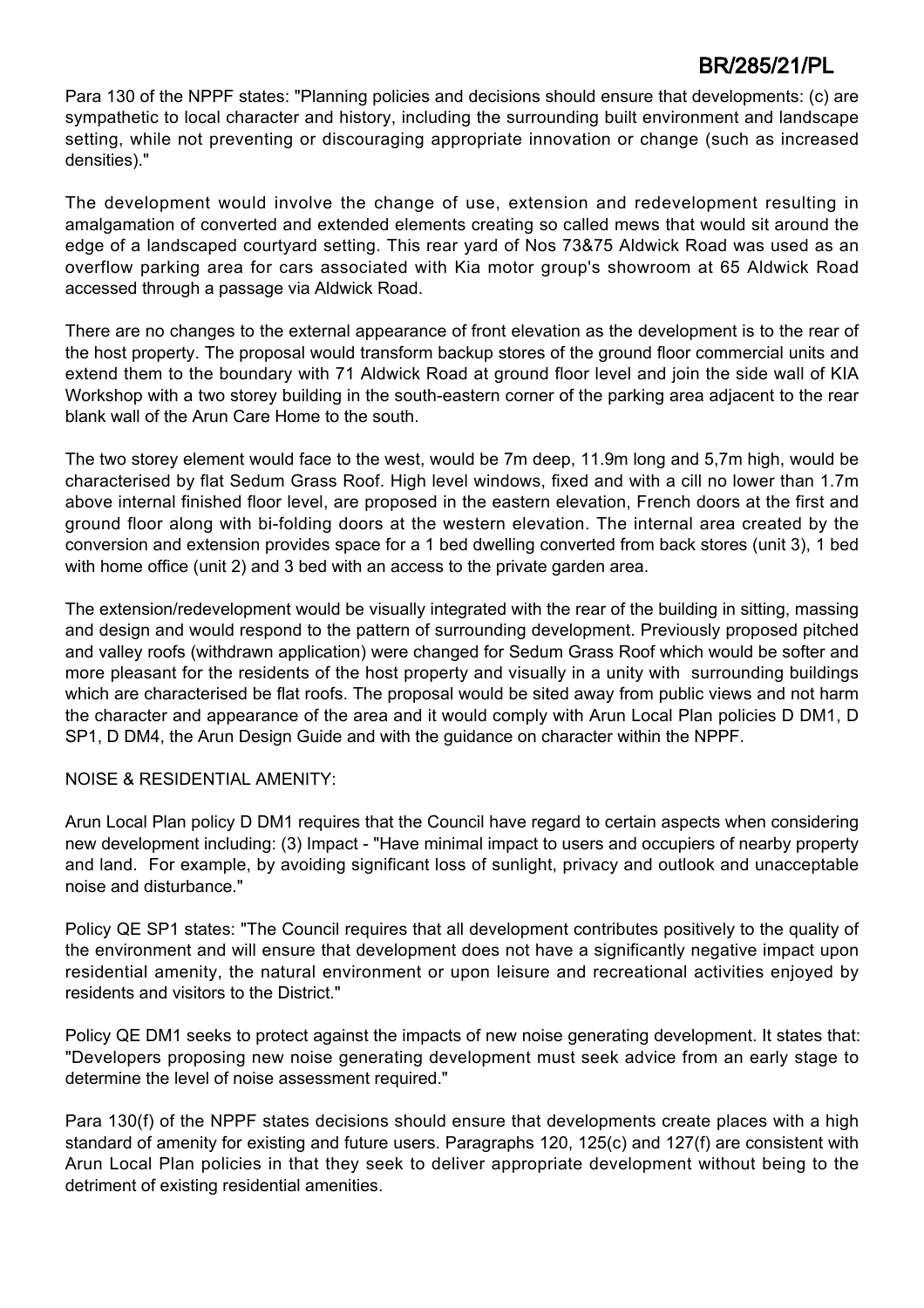Para 130 of the NPPF states: "Planning policies and decisions should ensure that developments: (c) are sympathetic to local character and history, including the surrounding built environment and landscape setting, while not preventing or discouraging appropriate innovation or change (such as increased densities)."

The development would involve the change of use, extension and redevelopment resulting in amalgamation of converted and extended elements creating so called mews that would sit around the edge of a landscaped courtyard setting. This rear yard of Nos 73&75 Aldwick Road was used as an overflow parking area for cars associated with Kia motor group's showroom at 65 Aldwick Road accessed through a passage via Aldwick Road.

There are no changes to the external appearance of front elevation as the development is to the rear of the host property. The proposal would transform backup stores of the ground floor commercial units and extend them to the boundary with 71 Aldwick Road at ground floor level and join the side wall of KIA Workshop with a two storey building in the south-eastern corner of the parking area adjacent to the rear blank wall of the Arun Care Home to the south.

The two storey element would face to the west, would be 7m deep, 11.9m long and 5,7m high, would be characterised by flat Sedum Grass Roof. High level windows, fixed and with a cill no lower than 1.7m above internal finished floor level, are proposed in the eastern elevation, French doors at the first and ground floor along with bi-folding doors at the western elevation. The internal area created by the conversion and extension provides space for a 1 bed dwelling converted from back stores (unit 3), 1 bed with home office (unit 2) and 3 bed with an access to the private garden area.

The extension/redevelopment would be visually integrated with the rear of the building in sitting, massing and design and would respond to the pattern of surrounding development. Previously proposed pitched and valley roofs (withdrawn application) were changed for Sedum Grass Roof which would be softer and more pleasant for the residents of the host property and visually in a unity with surrounding buildings which are characterised be flat roofs. The proposal would be sited away from public views and not harm the character and appearance of the area and it would comply with Arun Local Plan policies D DM1, D SP1, D DM4, the Arun Design Guide and with the guidance on character within the NPPF.

NOISE & RESIDENTIAL AMENITY:

Arun Local Plan policy D DM1 requires that the Council have regard to certain aspects when considering new development including: (3) Impact - "Have minimal impact to users and occupiers of nearby property and land. For example, by avoiding significant loss of sunlight, privacy and outlook and unacceptable noise and disturbance."

Policy QE SP1 states: "The Council requires that all development contributes positively to the quality of the environment and will ensure that development does not have a significantly negative impact upon residential amenity, the natural environment or upon leisure and recreational activities enjoyed by residents and visitors to the District."

Policy QE DM1 seeks to protect against the impacts of new noise generating development. It states that: "Developers proposing new noise generating development must seek advice from an early stage to determine the level of noise assessment required."

Para 130(f) of the NPPF states decisions should ensure that developments create places with a high standard of amenity for existing and future users. Paragraphs 120, 125(c) and 127(f) are consistent with Arun Local Plan policies in that they seek to deliver appropriate development without being to the detriment of existing residential amenities.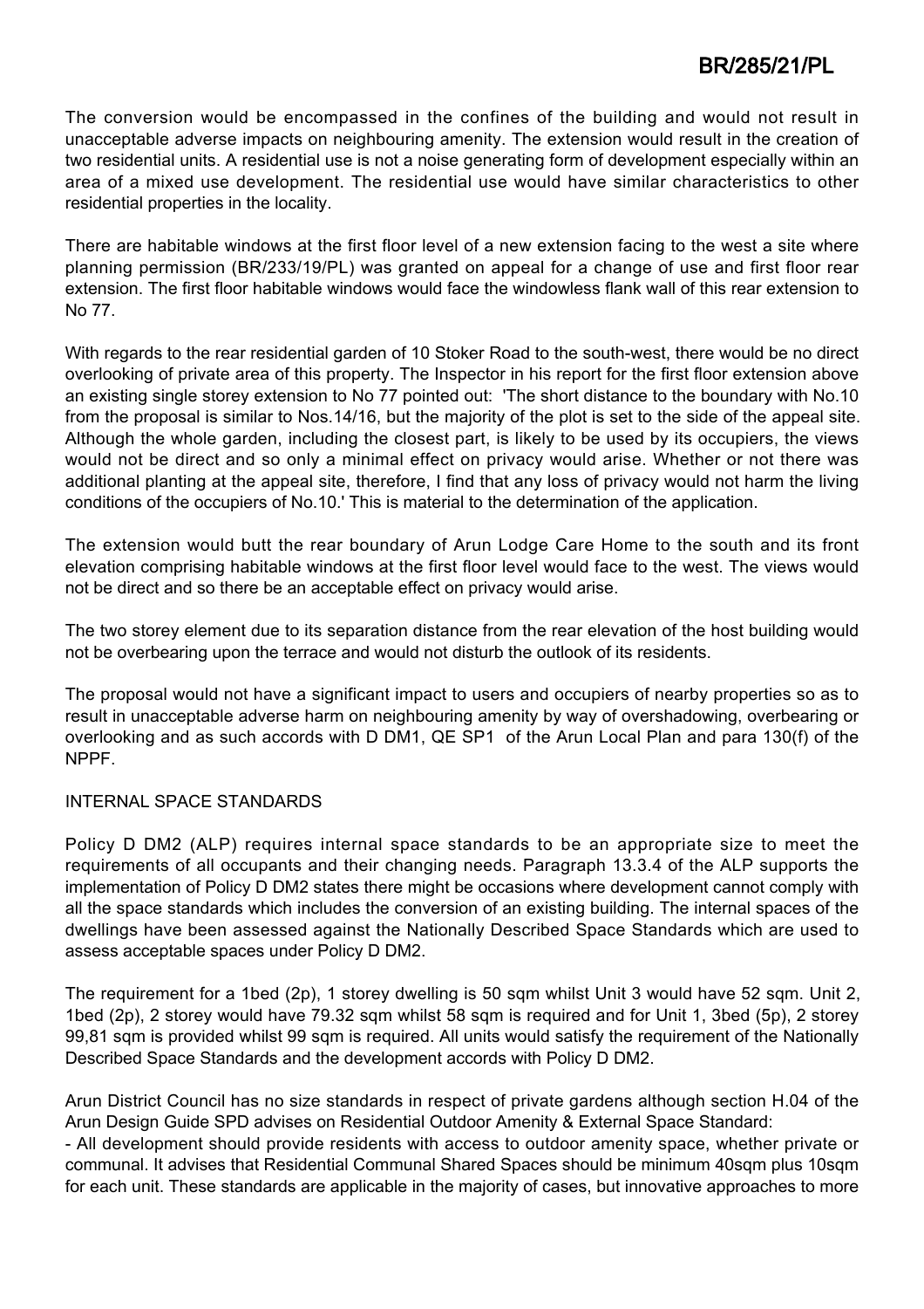The conversion would be encompassed in the confines of the building and would not result in unacceptable adverse impacts on neighbouring amenity. The extension would result in the creation of two residential units. A residential use is not a noise generating form of development especially within an area of a mixed use development. The residential use would have similar characteristics to other residential properties in the locality.

There are habitable windows at the first floor level of a new extension facing to the west a site where planning permission (BR/233/19/PL) was granted on appeal for a change of use and first floor rear extension. The first floor habitable windows would face the windowless flank wall of this rear extension to No 77.

With regards to the rear residential garden of 10 Stoker Road to the south-west, there would be no direct overlooking of private area of this property. The Inspector in his report for the first floor extension above an existing single storey extension to No 77 pointed out: 'The short distance to the boundary with No.10 from the proposal is similar to Nos.14/16, but the majority of the plot is set to the side of the appeal site. Although the whole garden, including the closest part, is likely to be used by its occupiers, the views would not be direct and so only a minimal effect on privacy would arise. Whether or not there was additional planting at the appeal site, therefore, I find that any loss of privacy would not harm the living conditions of the occupiers of No.10.' This is material to the determination of the application.

The extension would butt the rear boundary of Arun Lodge Care Home to the south and its front elevation comprising habitable windows at the first floor level would face to the west. The views would not be direct and so there be an acceptable effect on privacy would arise.

The two storey element due to its separation distance from the rear elevation of the host building would not be overbearing upon the terrace and would not disturb the outlook of its residents.

The proposal would not have a significant impact to users and occupiers of nearby properties so as to result in unacceptable adverse harm on neighbouring amenity by way of overshadowing, overbearing or overlooking and as such accords with D DM1, QE SP1 of the Arun Local Plan and para 130(f) of the NPPF.

INTERNAL SPACE STANDARDS

Policy D DM2 (ALP) requires internal space standards to be an appropriate size to meet the requirements of all occupants and their changing needs. Paragraph 13.3.4 of the ALP supports the implementation of Policy D DM2 states there might be occasions where development cannot comply with all the space standards which includes the conversion of an existing building. The internal spaces of the dwellings have been assessed against the Nationally Described Space Standards which are used to assess acceptable spaces under Policy D DM2.

The requirement for a 1bed (2p), 1 storey dwelling is 50 sqm whilst Unit 3 would have 52 sqm. Unit 2, 1bed (2p), 2 storey would have 79.32 sqm whilst 58 sqm is required and for Unit 1, 3bed (5p), 2 storey 99,81 sqm is provided whilst 99 sqm is required. All units would satisfy the requirement of the Nationally Described Space Standards and the development accords with Policy D DM2.

Arun District Council has no size standards in respect of private gardens although section H.04 of the Arun Design Guide SPD advises on Residential Outdoor Amenity & External Space Standard:

- All development should provide residents with access to outdoor amenity space, whether private or communal. It advises that Residential Communal Shared Spaces should be minimum 40sqm plus 10sqm for each unit. These standards are applicable in the majority of cases, but innovative approaches to more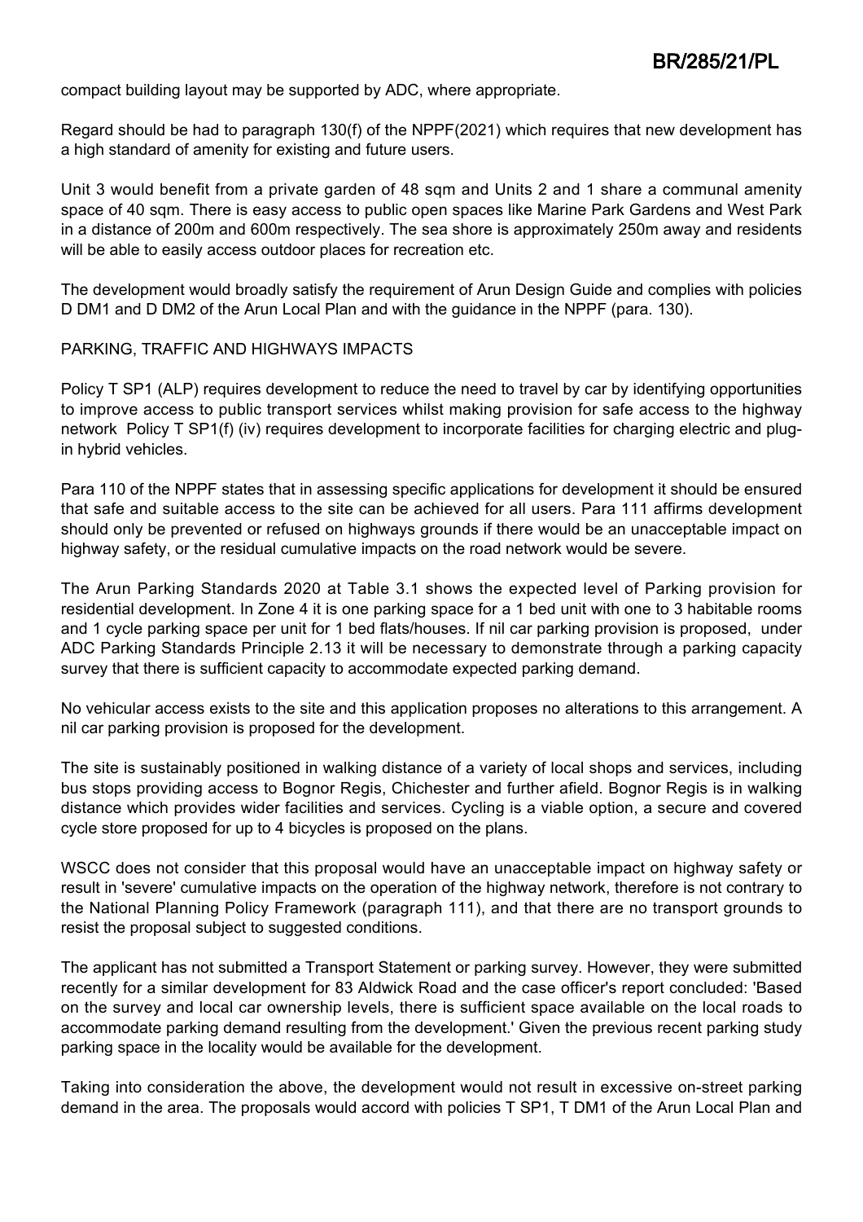compact building layout may be supported by ADC, where appropriate.

Regard should be had to paragraph 130(f) of the NPPF(2021) which requires that new development has a high standard of amenity for existing and future users.

Unit 3 would benefit from a private garden of 48 sqm and Units 2 and 1 share a communal amenity space of 40 sqm. There is easy access to public open spaces like Marine Park Gardens and West Park in a distance of 200m and 600m respectively. The sea shore is approximately 250m away and residents will be able to easily access outdoor places for recreation etc.

The development would broadly satisfy the requirement of Arun Design Guide and complies with policies D DM1 and D DM2 of the Arun Local Plan and with the guidance in the NPPF (para. 130).

PARKING, TRAFFIC AND HIGHWAYS IMPACTS

Policy T SP1 (ALP) requires development to reduce the need to travel by car by identifying opportunities to improve access to public transport services whilst making provision for safe access to the highway network Policy T SP1(f) (iv) requires development to incorporate facilities for charging electric and plug-in hybrid vehicles.

Para 110 of the NPPF states that in assessing specific applications for development it should be ensured that safe and suitable access to the site can be achieved for all users. Para 111 affirms development should only be prevented or refused on highways grounds if there would be an unacceptable impact on highway safety, or the residual cumulative impacts on the road network would be severe.

The Arun Parking Standards 2020 at Table 3.1 shows the expected level of Parking provision for residential development. In Zone 4 it is one parking space for a 1 bed unit with one to 3 habitable rooms and 1 cycle parking space per unit for 1 bed flats/houses. If nil car parking provision is proposed, under ADC Parking Standards Principle 2.13 it will be necessary to demonstrate through a parking capacity survey that there is sufficient capacity to accommodate expected parking demand.

No vehicular access exists to the site and this application proposes no alterations to this arrangement. A nil car parking provision is proposed for the development.

The site is sustainably positioned in walking distance of a variety of local shops and services, including bus stops providing access to Bognor Regis, Chichester and further afield. Bognor Regis is in walking distance which provides wider facilities and services. Cycling is a viable option, a secure and covered cycle store proposed for up to 4 bicycles is proposed on the plans.

WSCC does not consider that this proposal would have an unacceptable impact on highway safety or result in 'severe' cumulative impacts on the operation of the highway network, therefore is not contrary to the National Planning Policy Framework (paragraph 111), and that there are no transport grounds to resist the proposal subject to suggested conditions.

The applicant has not submitted a Transport Statement or parking survey. However, they were submitted recently for a similar development for 83 Aldwick Road and the case officer's report concluded: 'Based on the survey and local car ownership levels, there is sufficient space available on the local roads to accommodate parking demand resulting from the development.' Given the previous recent parking study parking space in the locality would be available for the development.

Taking into consideration the above, the development would not result in excessive on-street parking demand in the area. The proposals would accord with policies T SP1, T DM1 of the Arun Local Plan and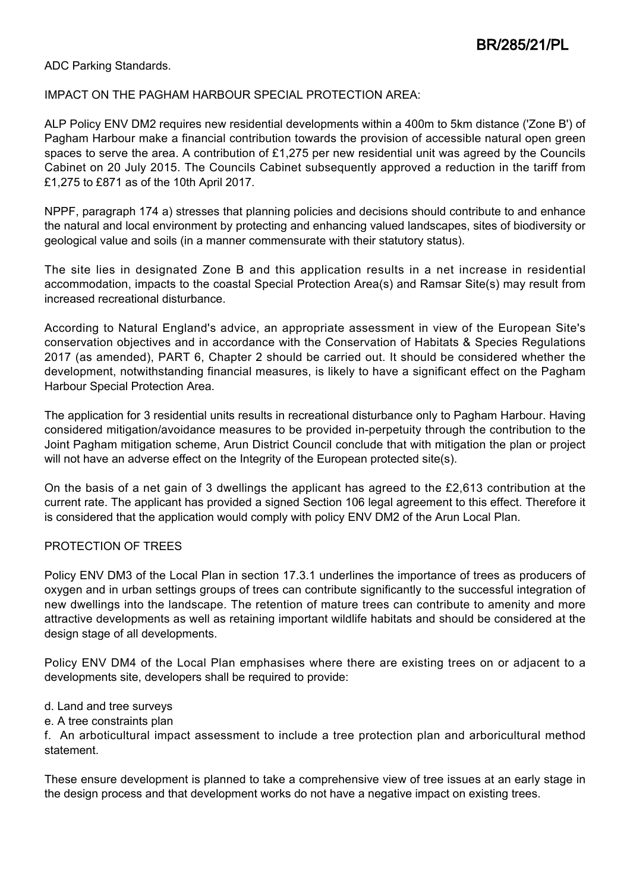ADC Parking Standards.

IMPACT ON THE PAGHAM HARBOUR SPECIAL PROTECTION AREA:

ALP Policy ENV DM2 requires new residential developments within a 400m to 5km distance ('Zone B') of Pagham Harbour make a financial contribution towards the provision of accessible natural open green spaces to serve the area. A contribution of £1,275 per new residential unit was agreed by the Councils Cabinet on 20 July 2015. The Councils Cabinet subsequently approved a reduction in the tariff from £1,275 to £871 as of the 10th April 2017.

NPPF, paragraph 174 a) stresses that planning policies and decisions should contribute to and enhance the natural and local environment by protecting and enhancing valued landscapes, sites of biodiversity or geological value and soils (in a manner commensurate with their statutory status).

The site lies in designated Zone B and this application results in a net increase in residential accommodation, impacts to the coastal Special Protection Area(s) and Ramsar Site(s) may result from increased recreational disturbance.

According to Natural England's advice, an appropriate assessment in view of the European Site's conservation objectives and in accordance with the Conservation of Habitats & Species Regulations 2017 (as amended), PART 6, Chapter 2 should be carried out. It should be considered whether the development, notwithstanding financial measures, is likely to have a significant effect on the Pagham Harbour Special Protection Area.

The application for 3 residential units results in recreational disturbance only to Pagham Harbour. Having considered mitigation/avoidance measures to be provided in-perpetuity through the contribution to the Joint Pagham mitigation scheme, Arun District Council conclude that with mitigation the plan or project will not have an adverse effect on the Integrity of the European protected site(s).

On the basis of a net gain of 3 dwellings the applicant has agreed to the £2,613 contribution at the current rate. The applicant has provided a signed Section 106 legal agreement to this effect. Therefore it is considered that the application would comply with policy ENV DM2 of the Arun Local Plan.

PROTECTION OF TREES

Policy ENV DM3 of the Local Plan in section 17.3.1 underlines the importance of trees as producers of oxygen and in urban settings groups of trees can contribute significantly to the successful integration of new dwellings into the landscape. The retention of mature trees can contribute to amenity and more attractive developments as well as retaining important wildlife habitats and should be considered at the design stage of all developments.

Policy ENV DM4 of the Local Plan emphasises where there are existing trees on or adjacent to a developments site, developers shall be required to provide:

d. Land and tree surveys
e. A tree constraints plan
f. An arboticultural impact assessment to include a tree protection plan and arboricultural method statement.

These ensure development is planned to take a comprehensive view of tree issues at an early stage in the design process and that development works do not have a negative impact on existing trees.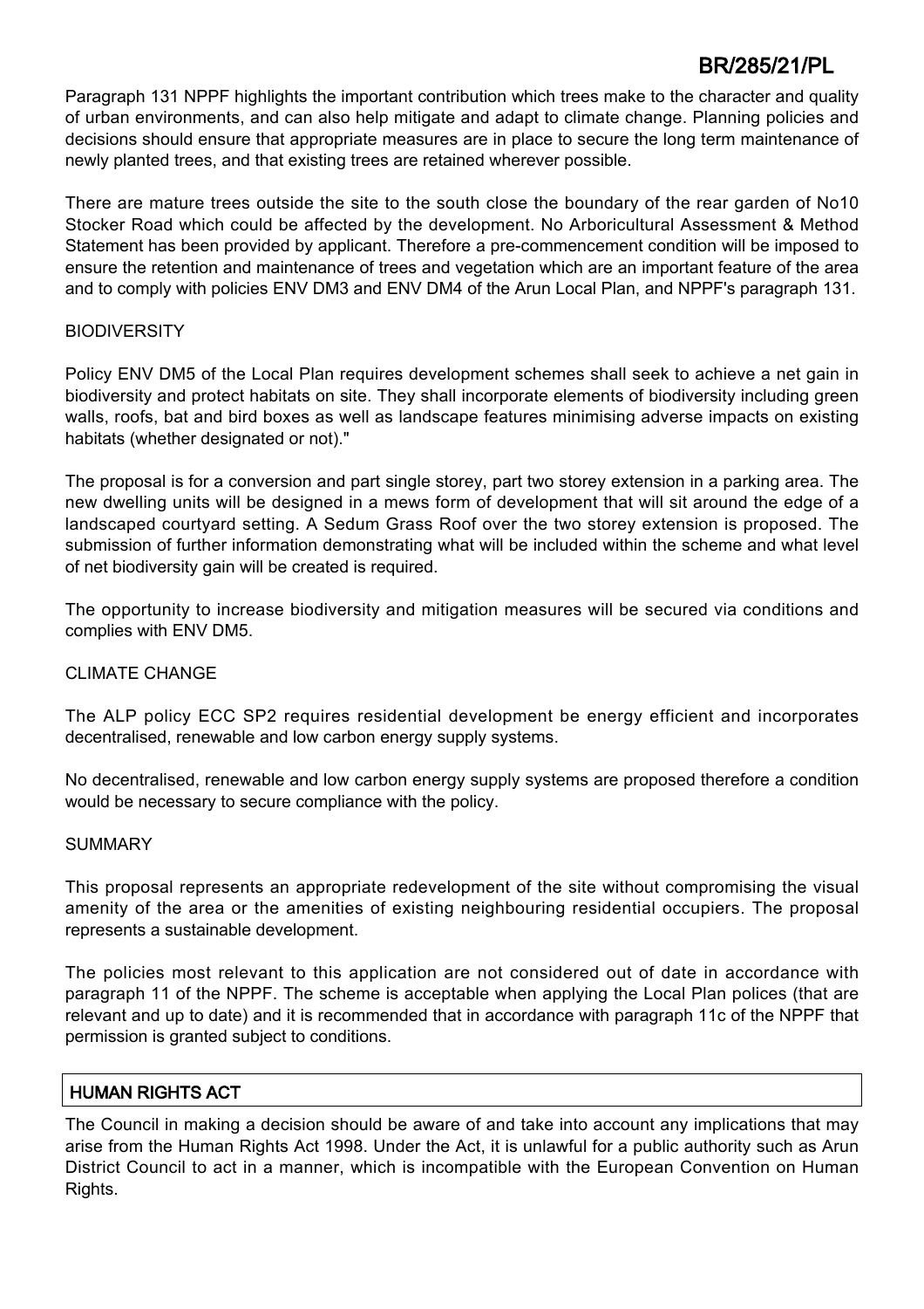Paragraph 131 NPPF highlights the important contribution which trees make to the character and quality of urban environments, and can also help mitigate and adapt to climate change. Planning policies and decisions should ensure that appropriate measures are in place to secure the long term maintenance of newly planted trees, and that existing trees are retained wherever possible.

There are mature trees outside the site to the south close the boundary of the rear garden of No10 Stocker Road which could be affected by the development. No Arboricultural Assessment & Method Statement has been provided by applicant. Therefore a pre-commencement condition will be imposed to ensure the retention and maintenance of trees and vegetation which are an important feature of the area and to comply with policies ENV DM3 and ENV DM4 of the Arun Local Plan, and NPPF's paragraph 131.

BIODIVERSITY

Policy ENV DM5 of the Local Plan requires development schemes shall seek to achieve a net gain in biodiversity and protect habitats on site. They shall incorporate elements of biodiversity including green walls, roofs, bat and bird boxes as well as landscape features minimising adverse impacts on existing habitats (whether designated or not)."

The proposal is for a conversion and part single storey, part two storey extension in a parking area. The new dwelling units will be designed in a mews form of development that will sit around the edge of a landscaped courtyard setting. A Sedum Grass Roof over the two storey extension is proposed. The submission of further information demonstrating what will be included within the scheme and what level of net biodiversity gain will be created is required.

The opportunity to increase biodiversity and mitigation measures will be secured via conditions and complies with ENV DM5.

CLIMATE CHANGE

The ALP policy ECC SP2 requires residential development be energy efficient and incorporates decentralised, renewable and low carbon energy supply systems.

No decentralised, renewable and low carbon energy supply systems are proposed therefore a condition would be necessary to secure compliance with the policy.

SUMMARY

This proposal represents an appropriate redevelopment of the site without compromising the visual amenity of the area or the amenities of existing neighbouring residential occupiers. The proposal represents a sustainable development.

The policies most relevant to this application are not considered out of date in accordance with paragraph 11 of the NPPF. The scheme is acceptable when applying the Local Plan polices (that are relevant and up to date) and it is recommended that in accordance with paragraph 11c of the NPPF that permission is granted subject to conditions.

## HUMAN RIGHTS ACT

The Council in making a decision should be aware of and take into account any implications that may arise from the Human Rights Act 1998. Under the Act, it is unlawful for a public authority such as Arun District Council to act in a manner, which is incompatible with the European Convention on Human Rights.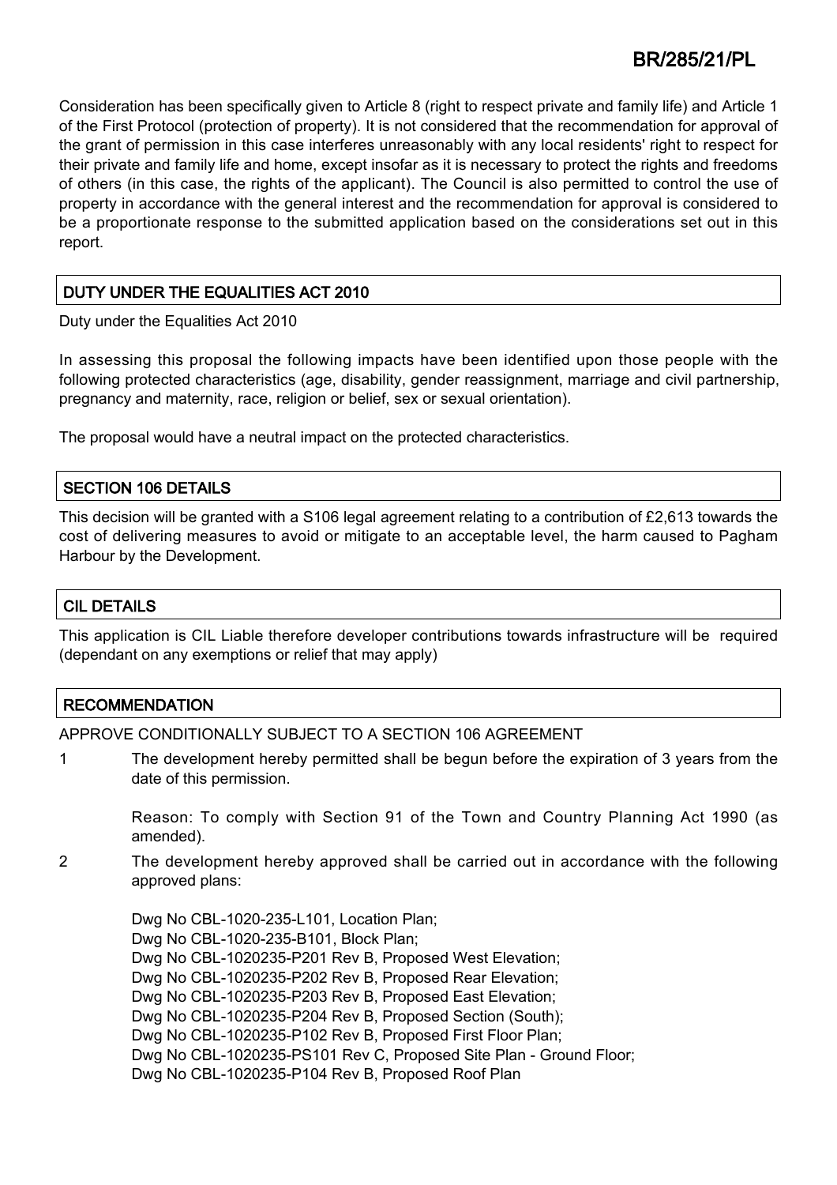Consideration has been specifically given to Article 8 (right to respect private and family life) and Article 1 of the First Protocol (protection of property). It is not considered that the recommendation for approval of the grant of permission in this case interferes unreasonably with any local residents' right to respect for their private and family life and home, except insofar as it is necessary to protect the rights and freedoms of others (in this case, the rights of the applicant). The Council is also permitted to control the use of property in accordance with the general interest and the recommendation for approval is considered to be a proportionate response to the submitted application based on the considerations set out in this report.

## DUTY UNDER THE EQUALITIES ACT 2010

Duty under the Equalities Act 2010

In assessing this proposal the following impacts have been identified upon those people with the following protected characteristics (age, disability, gender reassignment, marriage and civil partnership, pregnancy and maternity, race, religion or belief, sex or sexual orientation).

The proposal would have a neutral impact on the protected characteristics.

## SECTION 106 DETAILS

This decision will be granted with a S106 legal agreement relating to a contribution of £2,613 towards the cost of delivering measures to avoid or mitigate to an acceptable level, the harm caused to Pagham Harbour by the Development.

## CIL DETAILS

This application is CIL Liable therefore developer contributions towards infrastructure will be required (dependant on any exemptions or relief that may apply)

## RECOMMENDATION

APPROVE CONDITIONALLY SUBJECT TO A SECTION 106 AGREEMENT

1 The development hereby permitted shall be begun before the expiration of 3 years from the date of this permission.

   Reason: To comply with Section 91 of the Town and Country Planning Act 1990 (as amended).

2 The development hereby approved shall be carried out in accordance with the following approved plans:

   Dwg No CBL-1020-235-L101, Location Plan;
   Dwg No CBL-1020-235-B101, Block Plan;
   Dwg No CBL-1020235-P201 Rev B, Proposed West Elevation;
   Dwg No CBL-1020235-P202 Rev B, Proposed Rear Elevation;
   Dwg No CBL-1020235-P203 Rev B, Proposed East Elevation;
   Dwg No CBL-1020235-P204 Rev B, Proposed Section (South);
   Dwg No CBL-1020235-P102 Rev B, Proposed First Floor Plan;
   Dwg No CBL-1020235-PS101 Rev C, Proposed Site Plan - Ground Floor;
   Dwg No CBL-1020235-P104 Rev B, Proposed Roof Plan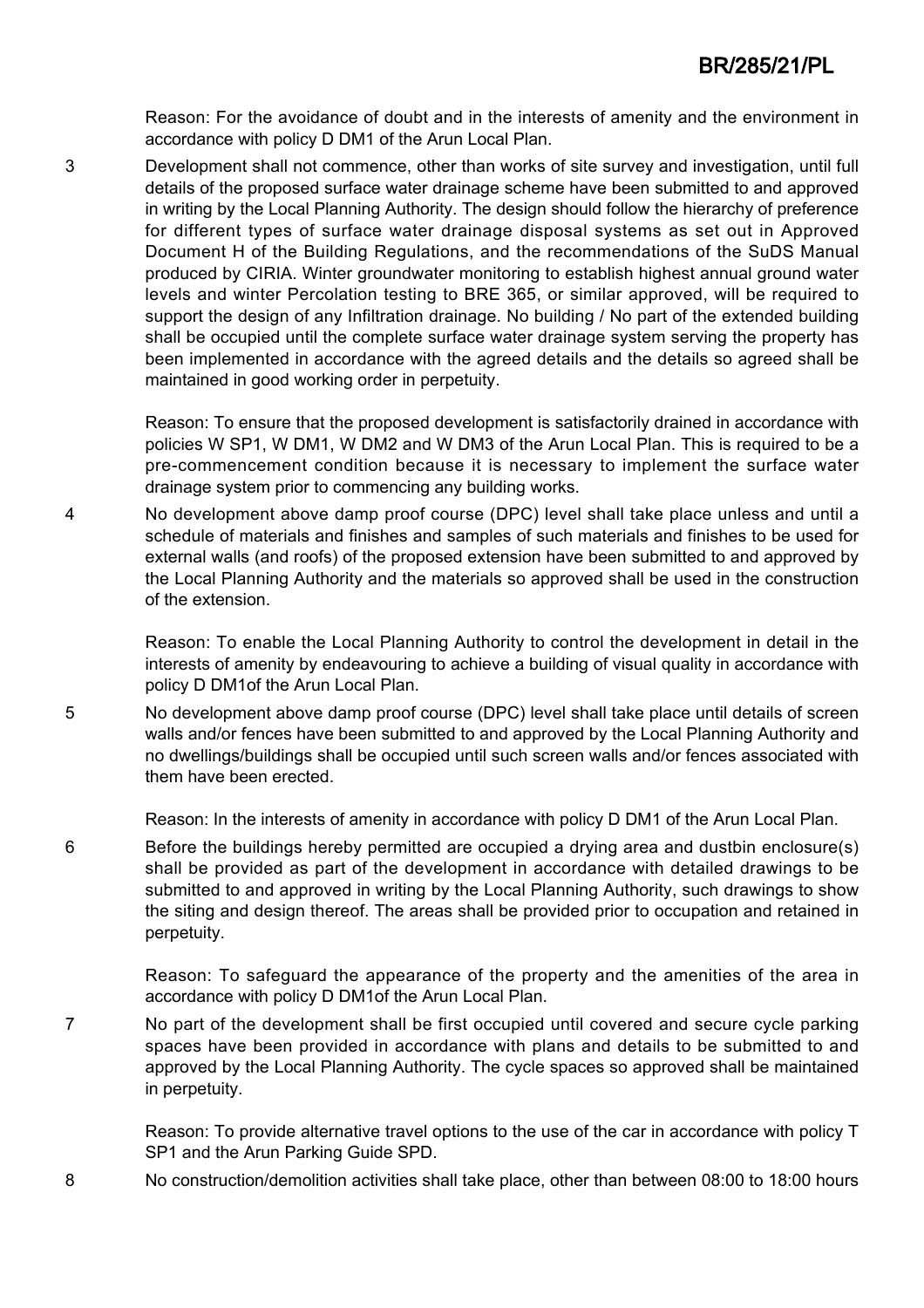Reason: For the avoidance of doubt and in the interests of amenity and the environment in accordance with policy D DM1 of the Arun Local Plan.

3 Development shall not commence, other than works of site survey and investigation, until full details of the proposed surface water drainage scheme have been submitted to and approved in writing by the Local Planning Authority. The design should follow the hierarchy of preference for different types of surface water drainage disposal systems as set out in Approved Document H of the Building Regulations, and the recommendations of the SuDS Manual produced by CIRIA. Winter groundwater monitoring to establish highest annual ground water levels and winter Percolation testing to BRE 365, or similar approved, will be required to support the design of any Infiltration drainage. No building / No part of the extended building shall be occupied until the complete surface water drainage system serving the property has been implemented in accordance with the agreed details and the details so agreed shall be maintained in good working order in perpetuity.

Reason: To ensure that the proposed development is satisfactorily drained in accordance with policies W SP1, W DM1, W DM2 and W DM3 of the Arun Local Plan. This is required to be a pre-commencement condition because it is necessary to implement the surface water drainage system prior to commencing any building works.

4 No development above damp proof course (DPC) level shall take place unless and until a schedule of materials and finishes and samples of such materials and finishes to be used for external walls (and roofs) of the proposed extension have been submitted to and approved by the Local Planning Authority and the materials so approved shall be used in the construction of the extension.

Reason: To enable the Local Planning Authority to control the development in detail in the interests of amenity by endeavouring to achieve a building of visual quality in accordance with policy D DM1of the Arun Local Plan.

5 No development above damp proof course (DPC) level shall take place until details of screen walls and/or fences have been submitted to and approved by the Local Planning Authority and no dwellings/buildings shall be occupied until such screen walls and/or fences associated with them have been erected.

Reason: In the interests of amenity in accordance with policy D DM1 of the Arun Local Plan.

6 Before the buildings hereby permitted are occupied a drying area and dustbin enclosure(s) shall be provided as part of the development in accordance with detailed drawings to be submitted to and approved in writing by the Local Planning Authority, such drawings to show the siting and design thereof. The areas shall be provided prior to occupation and retained in perpetuity.

Reason: To safeguard the appearance of the property and the amenities of the area in accordance with policy D DM1of the Arun Local Plan.

7 No part of the development shall be first occupied until covered and secure cycle parking spaces have been provided in accordance with plans and details to be submitted to and approved by the Local Planning Authority. The cycle spaces so approved shall be maintained in perpetuity.

Reason: To provide alternative travel options to the use of the car in accordance with policy T SP1 and the Arun Parking Guide SPD.

8 No construction/demolition activities shall take place, other than between 08:00 to 18:00 hours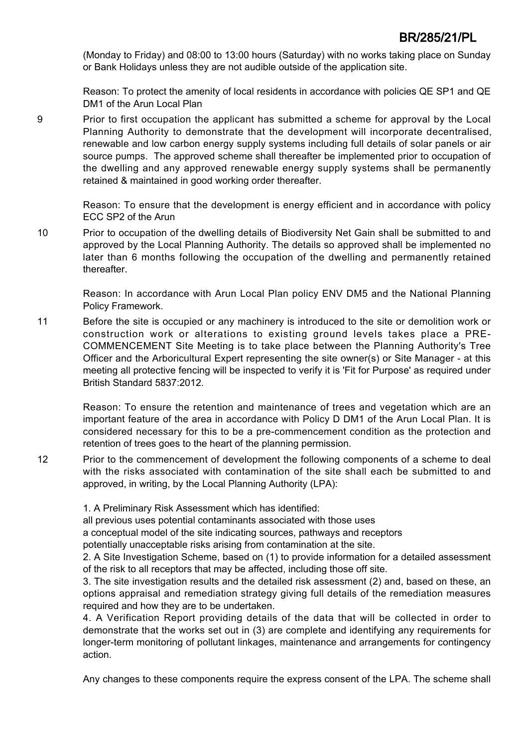(Monday to Friday) and 08:00 to 13:00 hours (Saturday) with no works taking place on Sunday or Bank Holidays unless they are not audible outside of the application site.

Reason: To protect the amenity of local residents in accordance with policies QE SP1 and QE DM1 of the Arun Local Plan

9 Prior to first occupation the applicant has submitted a scheme for approval by the Local Planning Authority to demonstrate that the development will incorporate decentralised, renewable and low carbon energy supply systems including full details of solar panels or air source pumps. The approved scheme shall thereafter be implemented prior to occupation of the dwelling and any approved renewable energy supply systems shall be permanently retained & maintained in good working order thereafter.

Reason: To ensure that the development is energy efficient and in accordance with policy ECC SP2 of the Arun

10 Prior to occupation of the dwelling details of Biodiversity Net Gain shall be submitted to and approved by the Local Planning Authority. The details so approved shall be implemented no later than 6 months following the occupation of the dwelling and permanently retained thereafter.

Reason: In accordance with Arun Local Plan policy ENV DM5 and the National Planning Policy Framework.

11 Before the site is occupied or any machinery is introduced to the site or demolition work or construction work or alterations to existing ground levels takes place a PRE-COMMENCEMENT Site Meeting is to take place between the Planning Authority's Tree Officer and the Arboricultural Expert representing the site owner(s) or Site Manager - at this meeting all protective fencing will be inspected to verify it is 'Fit for Purpose' as required under British Standard 5837:2012.

Reason: To ensure the retention and maintenance of trees and vegetation which are an important feature of the area in accordance with Policy D DM1 of the Arun Local Plan. It is considered necessary for this to be a pre-commencement condition as the protection and retention of trees goes to the heart of the planning permission.

12 Prior to the commencement of development the following components of a scheme to deal with the risks associated with contamination of the site shall each be submitted to and approved, in writing, by the Local Planning Authority (LPA):

1. A Preliminary Risk Assessment which has identified:
all previous uses potential contaminants associated with those uses
a conceptual model of the site indicating sources, pathways and receptors
potentially unacceptable risks arising from contamination at the site.
2. A Site Investigation Scheme, based on (1) to provide information for a detailed assessment of the risk to all receptors that may be affected, including those off site.
3. The site investigation results and the detailed risk assessment (2) and, based on these, an options appraisal and remediation strategy giving full details of the remediation measures required and how they are to be undertaken.
4. A Verification Report providing details of the data that will be collected in order to demonstrate that the works set out in (3) are complete and identifying any requirements for longer-term monitoring of pollutant linkages, maintenance and arrangements for contingency action.

Any changes to these components require the express consent of the LPA. The scheme shall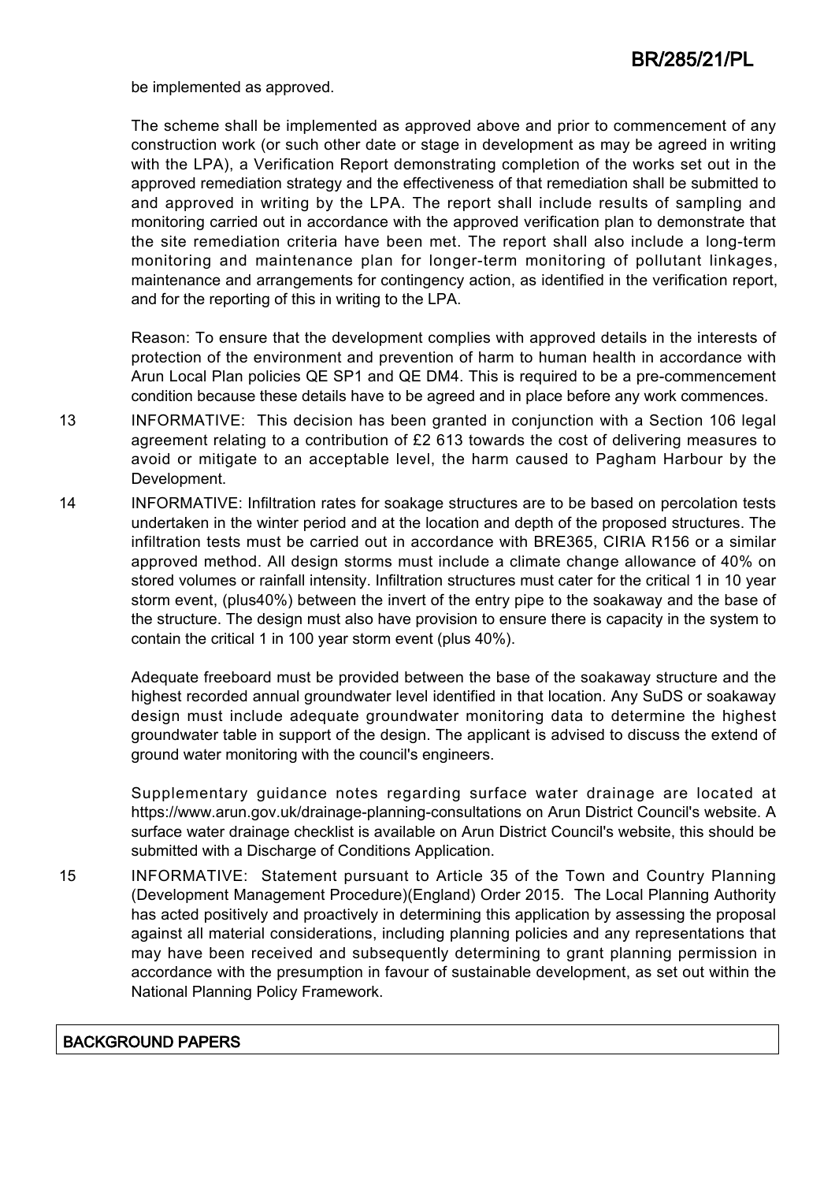be implemented as approved.

The scheme shall be implemented as approved above and prior to commencement of any construction work (or such other date or stage in development as may be agreed in writing with the LPA), a Verification Report demonstrating completion of the works set out in the approved remediation strategy and the effectiveness of that remediation shall be submitted to and approved in writing by the LPA. The report shall include results of sampling and monitoring carried out in accordance with the approved verification plan to demonstrate that the site remediation criteria have been met. The report shall also include a long-term monitoring and maintenance plan for longer-term monitoring of pollutant linkages, maintenance and arrangements for contingency action, as identified in the verification report, and for the reporting of this in writing to the LPA.

Reason: To ensure that the development complies with approved details in the interests of protection of the environment and prevention of harm to human health in accordance with Arun Local Plan policies QE SP1 and QE DM4. This is required to be a pre-commencement condition because these details have to be agreed and in place before any work commences.

13 INFORMATIVE: This decision has been granted in conjunction with a Section 106 legal agreement relating to a contribution of £2 613 towards the cost of delivering measures to avoid or mitigate to an acceptable level, the harm caused to Pagham Harbour by the Development.

14 INFORMATIVE: Infiltration rates for soakage structures are to be based on percolation tests undertaken in the winter period and at the location and depth of the proposed structures. The infiltration tests must be carried out in accordance with BRE365, CIRIA R156 or a similar approved method. All design storms must include a climate change allowance of 40% on stored volumes or rainfall intensity. Infiltration structures must cater for the critical 1 in 10 year storm event, (plus40%) between the invert of the entry pipe to the soakaway and the base of the structure. The design must also have provision to ensure there is capacity in the system to contain the critical 1 in 100 year storm event (plus 40%).

Adequate freeboard must be provided between the base of the soakaway structure and the highest recorded annual groundwater level identified in that location. Any SuDS or soakaway design must include adequate groundwater monitoring data to determine the highest groundwater table in support of the design. The applicant is advised to discuss the extend of ground water monitoring with the council's engineers.

Supplementary guidance notes regarding surface water drainage are located at https://www.arun.gov.uk/drainage-planning-consultations on Arun District Council's website. A surface water drainage checklist is available on Arun District Council's website, this should be submitted with a Discharge of Conditions Application.

15 INFORMATIVE: Statement pursuant to Article 35 of the Town and Country Planning (Development Management Procedure)(England) Order 2015. The Local Planning Authority has acted positively and proactively in determining this application by assessing the proposal against all material considerations, including planning policies and any representations that may have been received and subsequently determining to grant planning permission in accordance with the presumption in favour of sustainable development, as set out within the National Planning Policy Framework.

## BACKGROUND PAPERS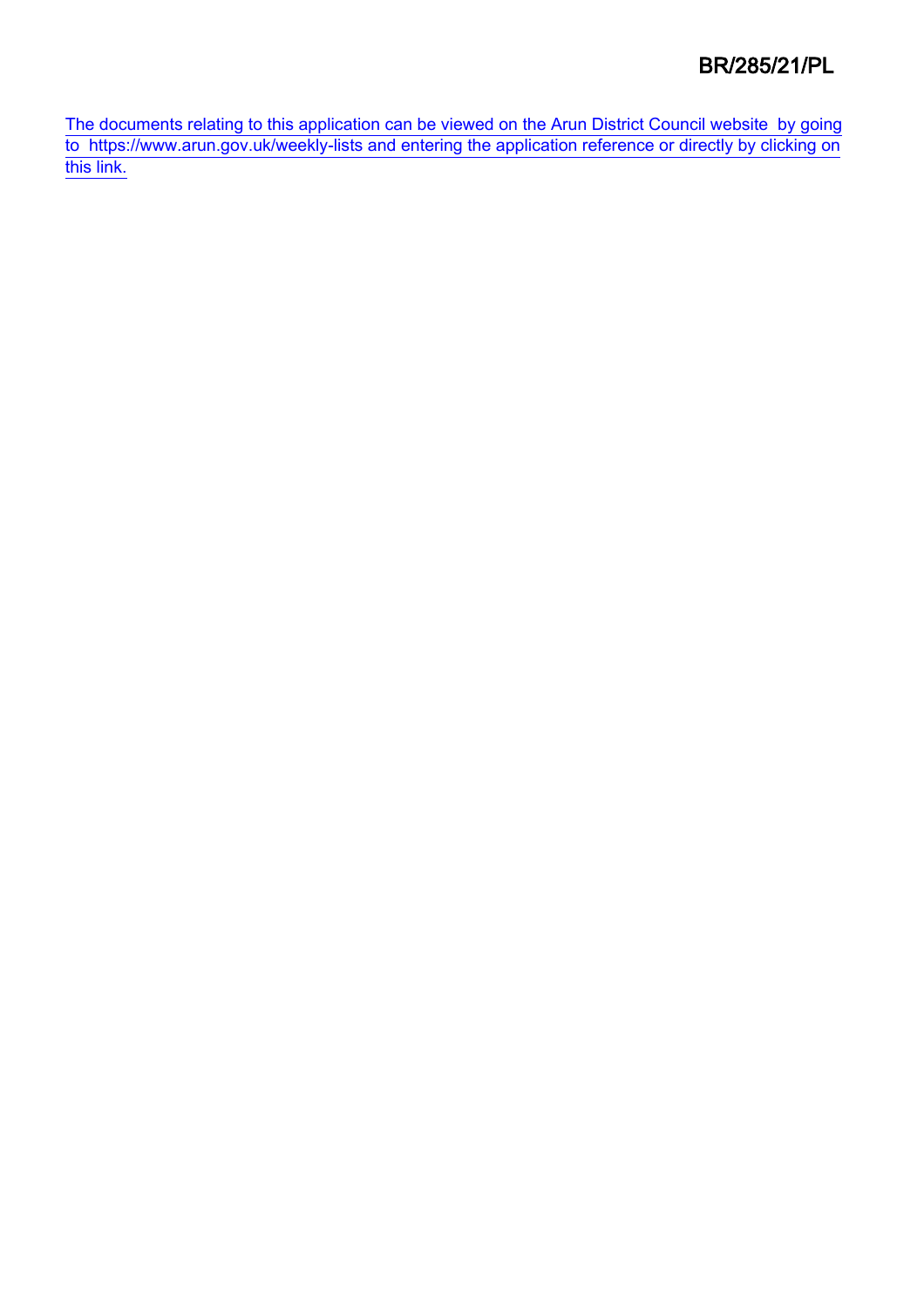BR/285/21/PL

The documents relating to this application can be viewed on the Arun District Council website by going to https://www.arun.gov.uk/weekly-lists and entering the application reference or directly by clicking on this link.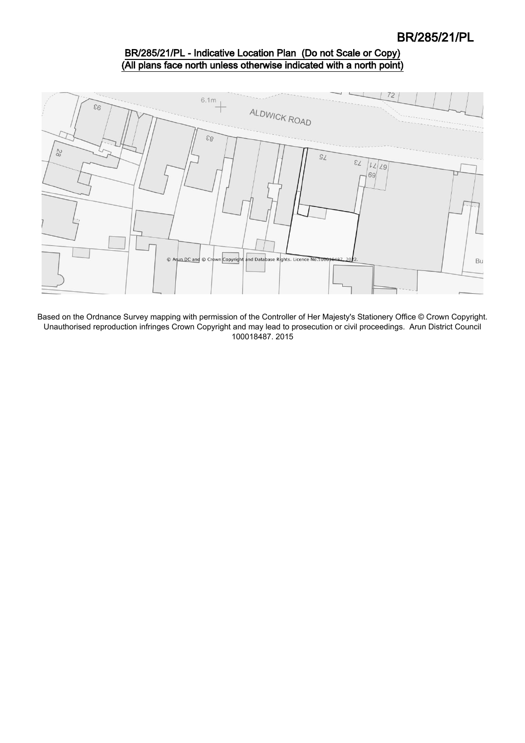# BR/285/21/PL

## BR/285/21/PL - Indicative Location Plan (Do not Scale or Copy)
## (All plans face north unless otherwise indicated with a north point)

6.1m

ALDWICK ROAD

72

93

83

28

75

73

71

67

69

© Arun DC and © Crown Copyright and Database Rights. Licence No.100018487. 2022.

Bu

Based on the Ordnance Survey mapping with permission of the Controller of Her Majesty's Stationery Office © Crown Copyright. Unauthorised reproduction infringes Crown Copyright and may lead to prosecution or civil proceedings. Arun District Council 100018487. 2015